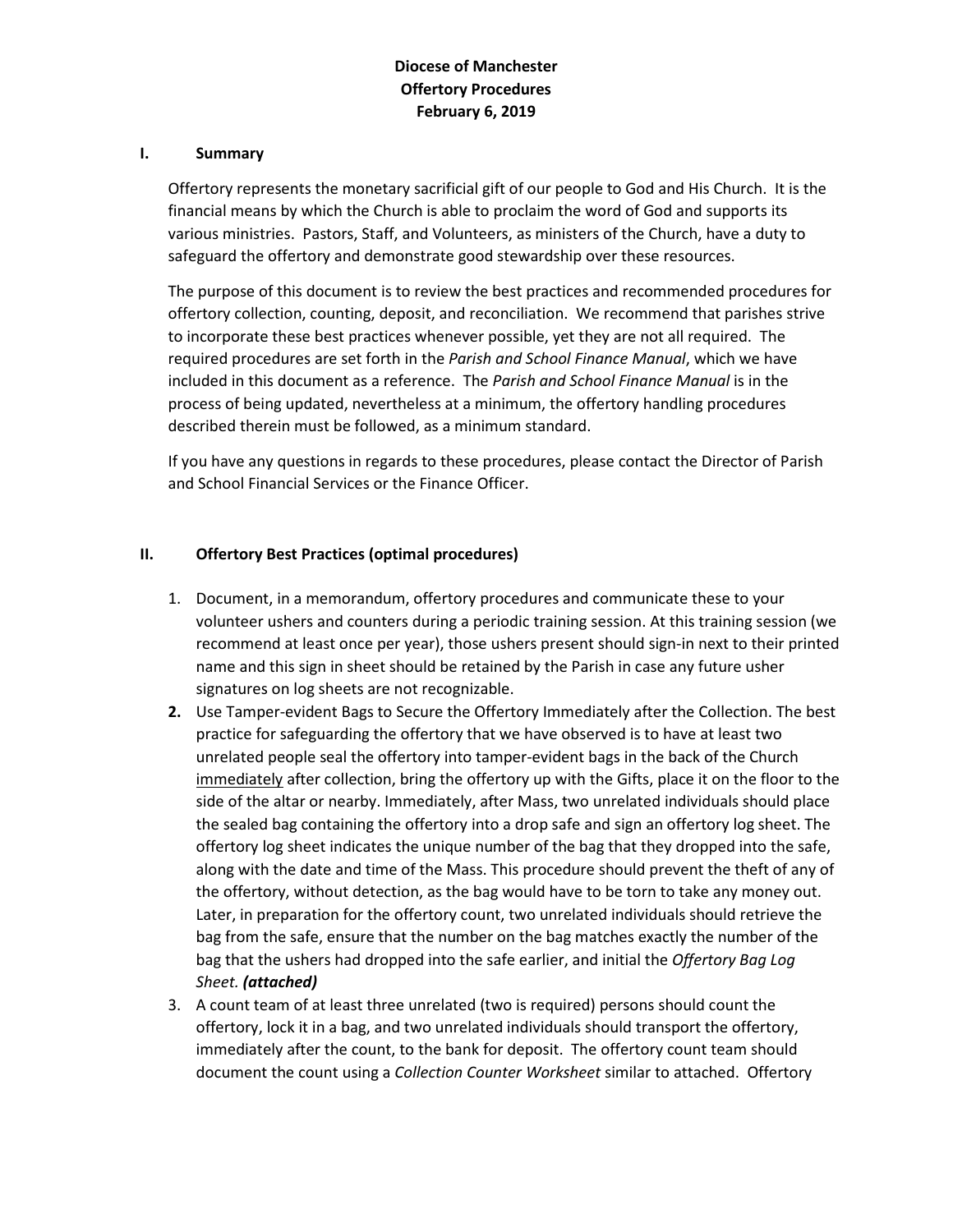# Diocese of Manchester
# Offertory Procedures
# February 6, 2019

## I. Summary

Offertory represents the monetary sacrificial gift of our people to God and His Church. It is the financial means by which the Church is able to proclaim the word of God and supports its various ministries. Pastors, Staff, and Volunteers, as ministers of the Church, have a duty to safeguard the offertory and demonstrate good stewardship over these resources.

The purpose of this document is to review the best practices and recommended procedures for offertory collection, counting, deposit, and reconciliation. We recommend that parishes strive to incorporate these best practices whenever possible, yet they are not all required. The required procedures are set forth in the *Parish and School Finance Manual*, which we have included in this document as a reference. The *Parish and School Finance Manual* is in the process of being updated, nevertheless at a minimum, the offertory handling procedures described therein must be followed, as a minimum standard.

If you have any questions in regards to these procedures, please contact the Director of Parish and School Financial Services or the Finance Officer.

## II. Offertory Best Practices (optimal procedures)

1. Document, in a memorandum, offertory procedures and communicate these to your volunteer ushers and counters during a periodic training session. At this training session (we recommend at least once per year), those ushers present should sign-in next to their printed name and this sign in sheet should be retained by the Parish in case any future usher signatures on log sheets are not recognizable.
2. Use Tamper-evident Bags to Secure the Offertory Immediately after the Collection. The best practice for safeguarding the offertory that we have observed is to have at least two unrelated people seal the offertory into tamper-evident bags in the back of the Church <u>immediately</u> after collection, bring the offertory up with the Gifts, place it on the floor to the side of the altar or nearby. Immediately, after Mass, two unrelated individuals should place the sealed bag containing the offertory into a drop safe and sign an offertory log sheet. The offertory log sheet indicates the unique number of the bag that they dropped into the safe, along with the date and time of the Mass. This procedure should prevent the theft of any of the offertory, without detection, as the bag would have to be torn to take any money out. Later, in preparation for the offertory count, two unrelated individuals should retrieve the bag from the safe, ensure that the number on the bag matches exactly the number of the bag that the ushers had dropped into the safe earlier, and initial the *Offertory Bag Log Sheet.* ***(attached)***
3. A count team of at least three unrelated (two is required) persons should count the offertory, lock it in a bag, and two unrelated individuals should transport the offertory, immediately after the count, to the bank for deposit. The offertory count team should document the count using a *Collection Counter Worksheet* similar to attached. Offertory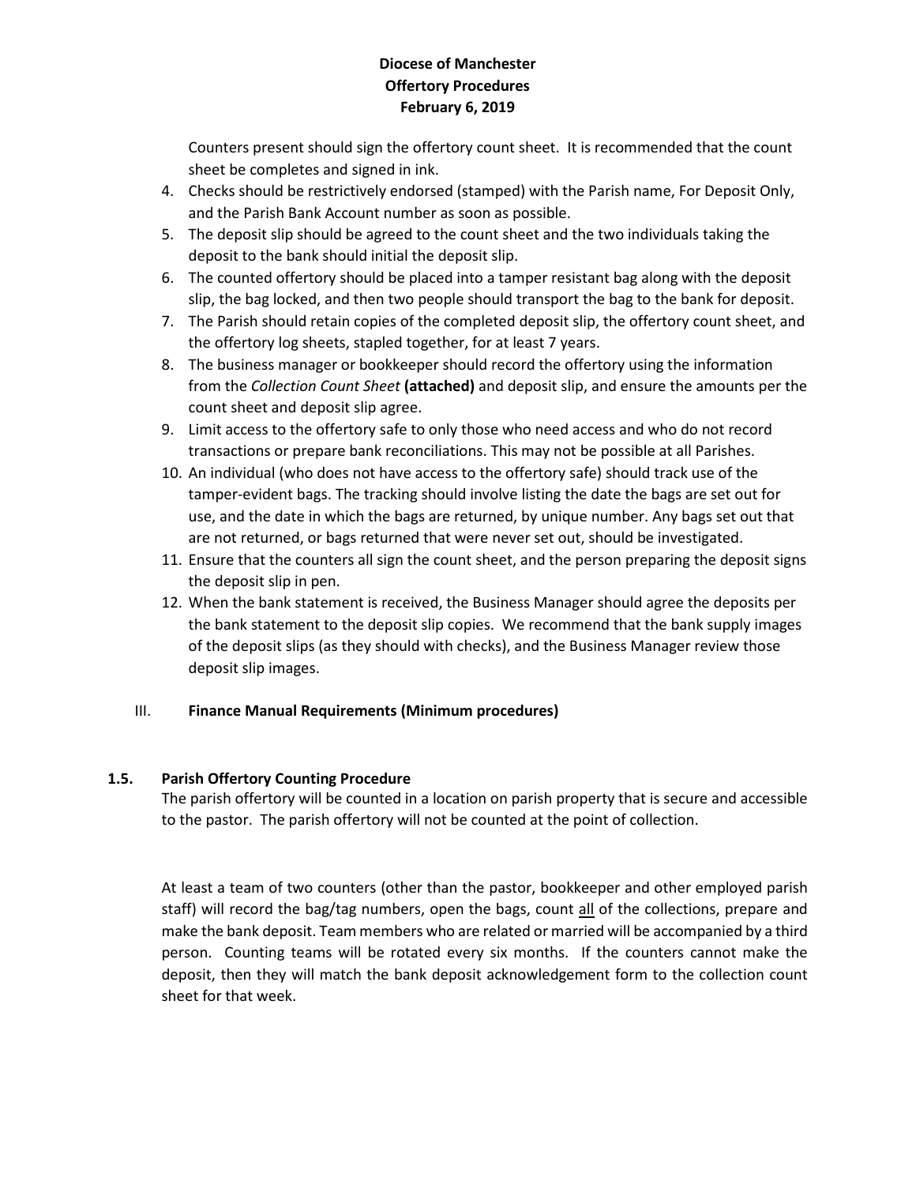Counters present should sign the offertory count sheet. It is recommended that the count sheet be completes and signed in ink.

4. Checks should be restrictively endorsed (stamped) with the Parish name, For Deposit Only, and the Parish Bank Account number as soon as possible.
5. The deposit slip should be agreed to the count sheet and the two individuals taking the deposit to the bank should initial the deposit slip.
6. The counted offertory should be placed into a tamper resistant bag along with the deposit slip, the bag locked, and then two people should transport the bag to the bank for deposit.
7. The Parish should retain copies of the completed deposit slip, the offertory count sheet, and the offertory log sheets, stapled together, for at least 7 years.
8. The business manager or bookkeeper should record the offertory using the information from the *Collection Count Sheet* **(attached)** and deposit slip, and ensure the amounts per the count sheet and deposit slip agree.
9. Limit access to the offertory safe to only those who need access and who do not record transactions or prepare bank reconciliations. This may not be possible at all Parishes.
10. An individual (who does not have access to the offertory safe) should track use of the tamper-evident bags. The tracking should involve listing the date the bags are set out for use, and the date in which the bags are returned, by unique number. Any bags set out that are not returned, or bags returned that were never set out, should be investigated.
11. Ensure that the counters all sign the count sheet, and the person preparing the deposit signs the deposit slip in pen.
12. When the bank statement is received, the Business Manager should agree the deposits per the bank statement to the deposit slip copies. We recommend that the bank supply images of the deposit slips (as they should with checks), and the Business Manager review those deposit slip images.

## III. Finance Manual Requirements (Minimum procedures)

### 1.5. Parish Offertory Counting Procedure

The parish offertory will be counted in a location on parish property that is secure and accessible to the pastor. The parish offertory will not be counted at the point of collection.

At least a team of two counters (other than the pastor, bookkeeper and other employed parish staff) will record the bag/tag numbers, open the bags, count all of the collections, prepare and make the bank deposit. Team members who are related or married will be accompanied by a third person. Counting teams will be rotated every six months. If the counters cannot make the deposit, then they will match the bank deposit acknowledgement form to the collection count sheet for that week.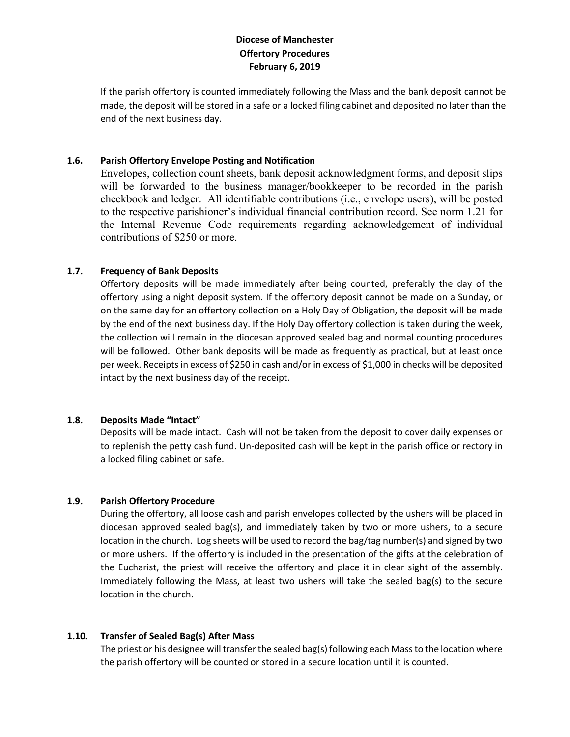If the parish offertory is counted immediately following the Mass and the bank deposit cannot be made, the deposit will be stored in a safe or a locked filing cabinet and deposited no later than the end of the next business day.

### 1.6. Parish Offertory Envelope Posting and Notification

Envelopes, collection count sheets, bank deposit acknowledgment forms, and deposit slips will be forwarded to the business manager/bookkeeper to be recorded in the parish checkbook and ledger. All identifiable contributions (i.e., envelope users), will be posted to the respective parishioner's individual financial contribution record. See norm 1.21 for the Internal Revenue Code requirements regarding acknowledgement of individual contributions of $250 or more.

### 1.7. Frequency of Bank Deposits

Offertory deposits will be made immediately after being counted, preferably the day of the offertory using a night deposit system. If the offertory deposit cannot be made on a Sunday, or on the same day for an offertory collection on a Holy Day of Obligation, the deposit will be made by the end of the next business day. If the Holy Day offertory collection is taken during the week, the collection will remain in the diocesan approved sealed bag and normal counting procedures will be followed. Other bank deposits will be made as frequently as practical, but at least once per week. Receipts in excess of $250 in cash and/or in excess of $1,000 in checks will be deposited intact by the next business day of the receipt.

### 1.8. Deposits Made "Intact"

Deposits will be made intact. Cash will not be taken from the deposit to cover daily expenses or to replenish the petty cash fund. Un-deposited cash will be kept in the parish office or rectory in a locked filing cabinet or safe.

### 1.9. Parish Offertory Procedure

During the offertory, all loose cash and parish envelopes collected by the ushers will be placed in diocesan approved sealed bag(s), and immediately taken by two or more ushers, to a secure location in the church. Log sheets will be used to record the bag/tag number(s) and signed by two or more ushers. If the offertory is included in the presentation of the gifts at the celebration of the Eucharist, the priest will receive the offertory and place it in clear sight of the assembly. Immediately following the Mass, at least two ushers will take the sealed bag(s) to the secure location in the church.

### 1.10. Transfer of Sealed Bag(s) After Mass

The priest or his designee will transfer the sealed bag(s) following each Mass to the location where the parish offertory will be counted or stored in a secure location until it is counted.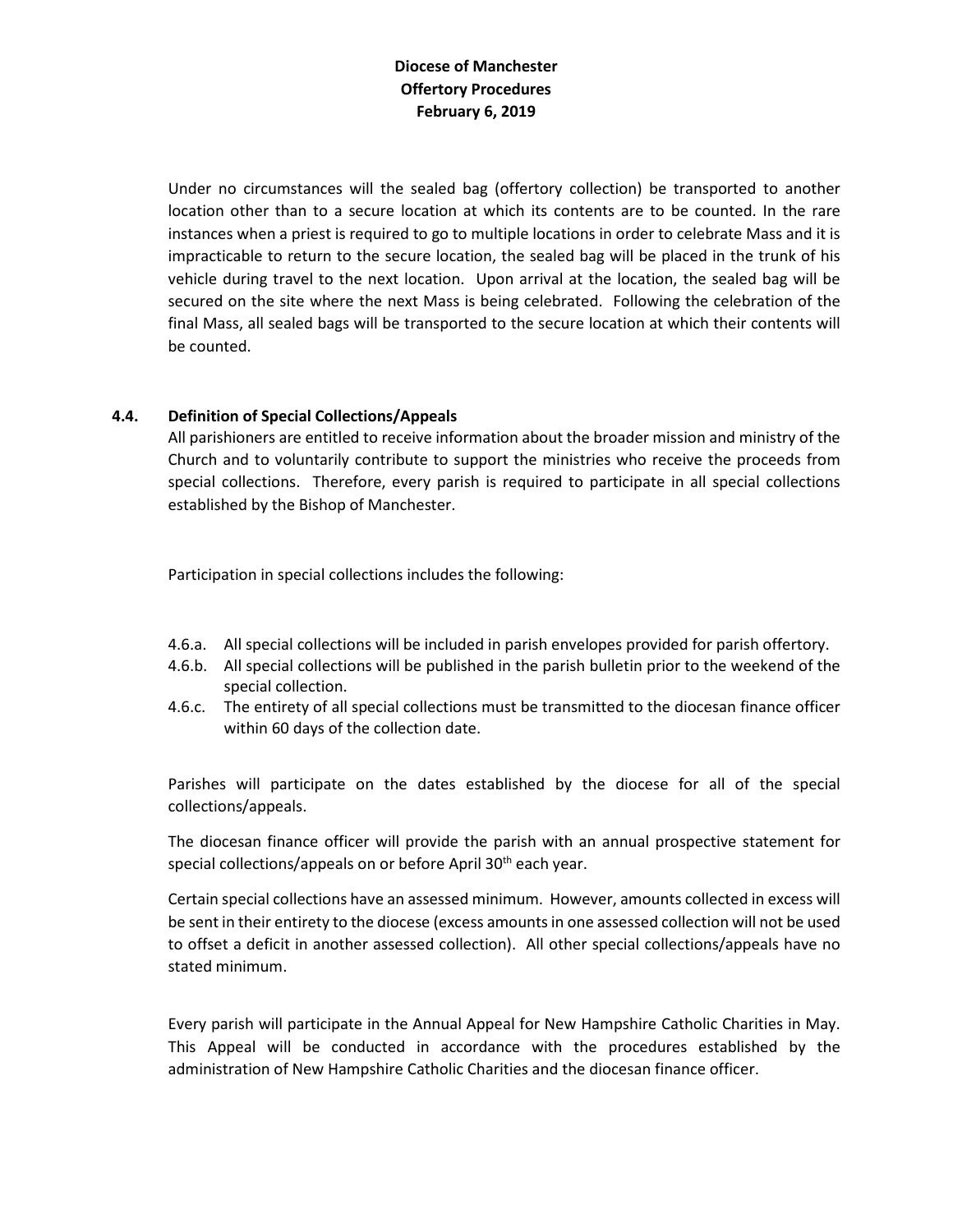**Diocese of Manchester**
**Offertory Procedures**
**February 6, 2019**

Under no circumstances will the sealed bag (offertory collection) be transported to another location other than to a secure location at which its contents are to be counted. In the rare instances when a priest is required to go to multiple locations in order to celebrate Mass and it is impracticable to return to the secure location, the sealed bag will be placed in the trunk of his vehicle during travel to the next location. Upon arrival at the location, the sealed bag will be secured on the site where the next Mass is being celebrated. Following the celebration of the final Mass, all sealed bags will be transported to the secure location at which their contents will be counted.

### 4.4. Definition of Special Collections/Appeals

All parishioners are entitled to receive information about the broader mission and ministry of the Church and to voluntarily contribute to support the ministries who receive the proceeds from special collections. Therefore, every parish is required to participate in all special collections established by the Bishop of Manchester.

Participation in special collections includes the following:

- 4.6.a. All special collections will be included in parish envelopes provided for parish offertory.
- 4.6.b. All special collections will be published in the parish bulletin prior to the weekend of the special collection.
- 4.6.c. The entirety of all special collections must be transmitted to the diocesan finance officer within 60 days of the collection date.

Parishes will participate on the dates established by the diocese for all of the special collections/appeals.

The diocesan finance officer will provide the parish with an annual prospective statement for special collections/appeals on or before April 30th each year.

Certain special collections have an assessed minimum. However, amounts collected in excess will be sent in their entirety to the diocese (excess amounts in one assessed collection will not be used to offset a deficit in another assessed collection). All other special collections/appeals have no stated minimum.

Every parish will participate in the Annual Appeal for New Hampshire Catholic Charities in May. This Appeal will be conducted in accordance with the procedures established by the administration of New Hampshire Catholic Charities and the diocesan finance officer.